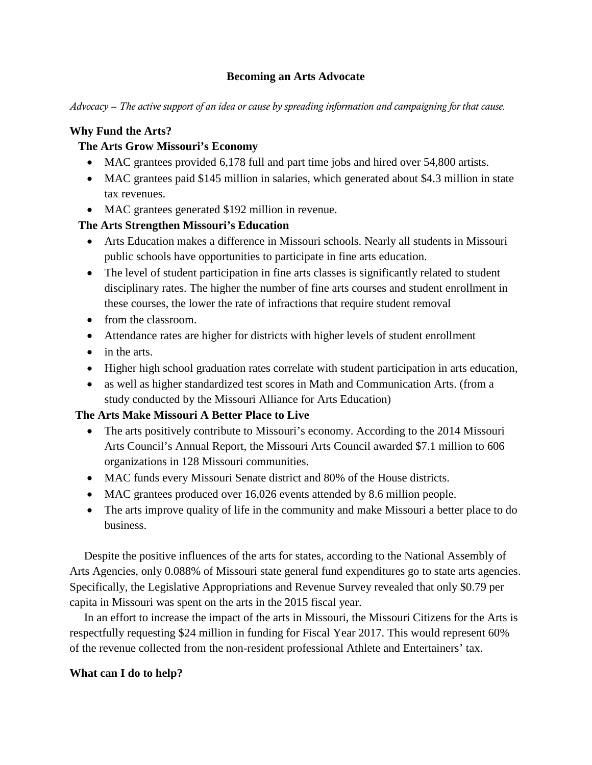# Becoming an Arts Advocate

*Advocacy -- The active support of an idea or cause by spreading information and campaigning for that cause.*

## Why Fund the Arts?

### The Arts Grow Missouri's Economy

- MAC grantees provided 6,178 full and part time jobs and hired over 54,800 artists.
- MAC grantees paid $145 million in salaries, which generated about $4.3 million in state tax revenues.
- MAC grantees generated $192 million in revenue.

### The Arts Strengthen Missouri's Education

- Arts Education makes a difference in Missouri schools. Nearly all students in Missouri public schools have opportunities to participate in fine arts education.
- The level of student participation in fine arts classes is significantly related to student disciplinary rates. The higher the number of fine arts courses and student enrollment in these courses, the lower the rate of infractions that require student removal
- from the classroom.
- Attendance rates are higher for districts with higher levels of student enrollment
- in the arts.
- Higher high school graduation rates correlate with student participation in arts education,
- as well as higher standardized test scores in Math and Communication Arts. (from a study conducted by the Missouri Alliance for Arts Education)

### The Arts Make Missouri A Better Place to Live

- The arts positively contribute to Missouri's economy. According to the 2014 Missouri Arts Council's Annual Report, the Missouri Arts Council awarded $7.1 million to 606 organizations in 128 Missouri communities.
- MAC funds every Missouri Senate district and 80% of the House districts.
- MAC grantees produced over 16,026 events attended by 8.6 million people.
- The arts improve quality of life in the community and make Missouri a better place to do business.

Despite the positive influences of the arts for states, according to the National Assembly of Arts Agencies, only 0.088% of Missouri state general fund expenditures go to state arts agencies. Specifically, the Legislative Appropriations and Revenue Survey revealed that only $0.79 per capita in Missouri was spent on the arts in the 2015 fiscal year.

In an effort to increase the impact of the arts in Missouri, the Missouri Citizens for the Arts is respectfully requesting $24 million in funding for Fiscal Year 2017. This would represent 60% of the revenue collected from the non-resident professional Athlete and Entertainers' tax.

## What can I do to help?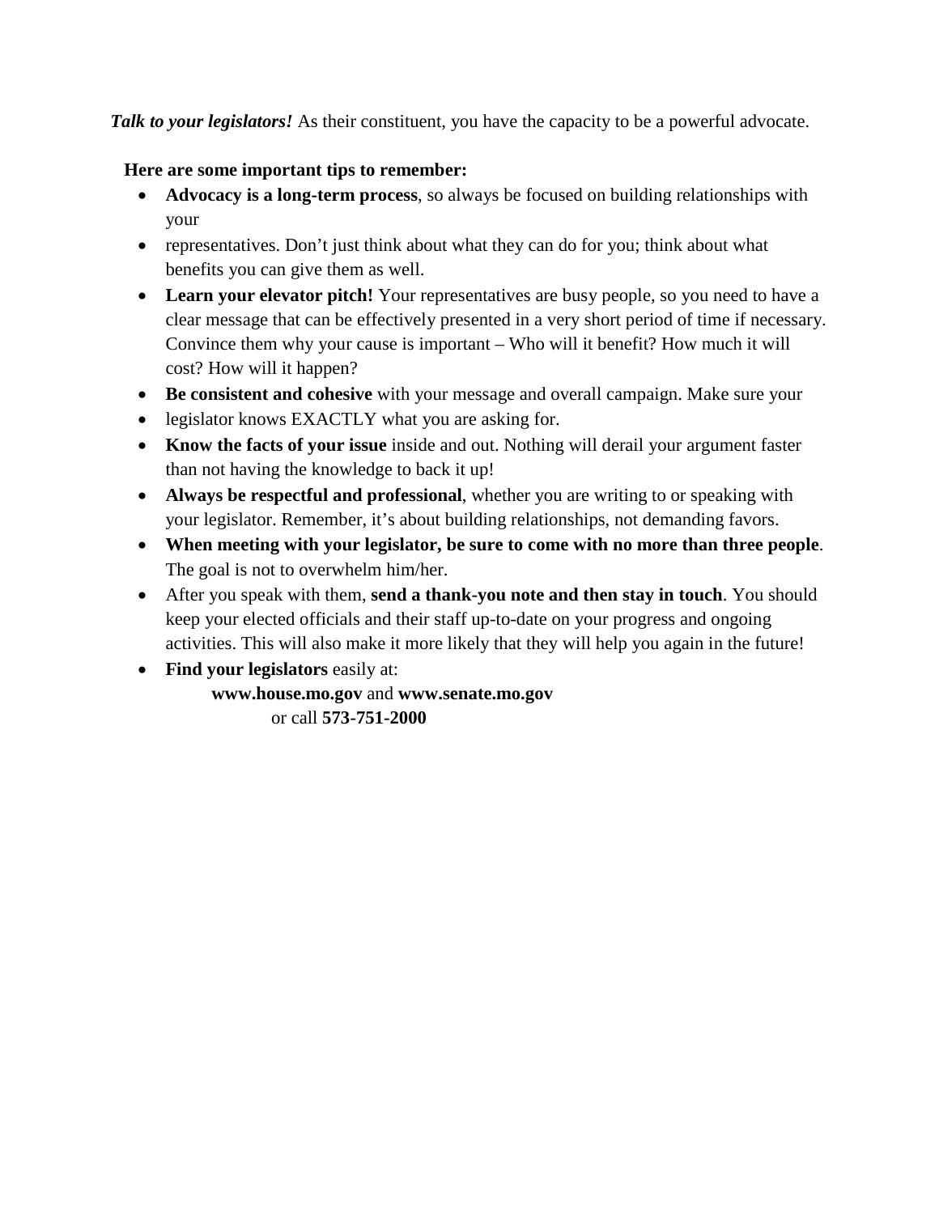***Talk to your legislators!*** As their constituent, you have the capacity to be a powerful advocate.

**Here are some important tips to remember:**

- **Advocacy is a long-term process**, so always be focused on building relationships with your
- representatives. Don't just think about what they can do for you; think about what benefits you can give them as well.
- **Learn your elevator pitch!** Your representatives are busy people, so you need to have a clear message that can be effectively presented in a very short period of time if necessary. Convince them why your cause is important – Who will it benefit? How much it will cost? How will it happen?
- **Be consistent and cohesive** with your message and overall campaign. Make sure your
- legislator knows EXACTLY what you are asking for.
- **Know the facts of your issue** inside and out. Nothing will derail your argument faster than not having the knowledge to back it up!
- **Always be respectful and professional**, whether you are writing to or speaking with your legislator. Remember, it's about building relationships, not demanding favors.
- **When meeting with your legislator, be sure to come with no more than three people**. The goal is not to overwhelm him/her.
- After you speak with them, **send a thank-you note and then stay in touch**. You should keep your elected officials and their staff up-to-date on your progress and ongoing activities. This will also make it more likely that they will help you again in the future!
- **Find your legislators** easily at:

  **www.house.mo.gov** and **www.senate.mo.gov**

  or call **573-751-2000**